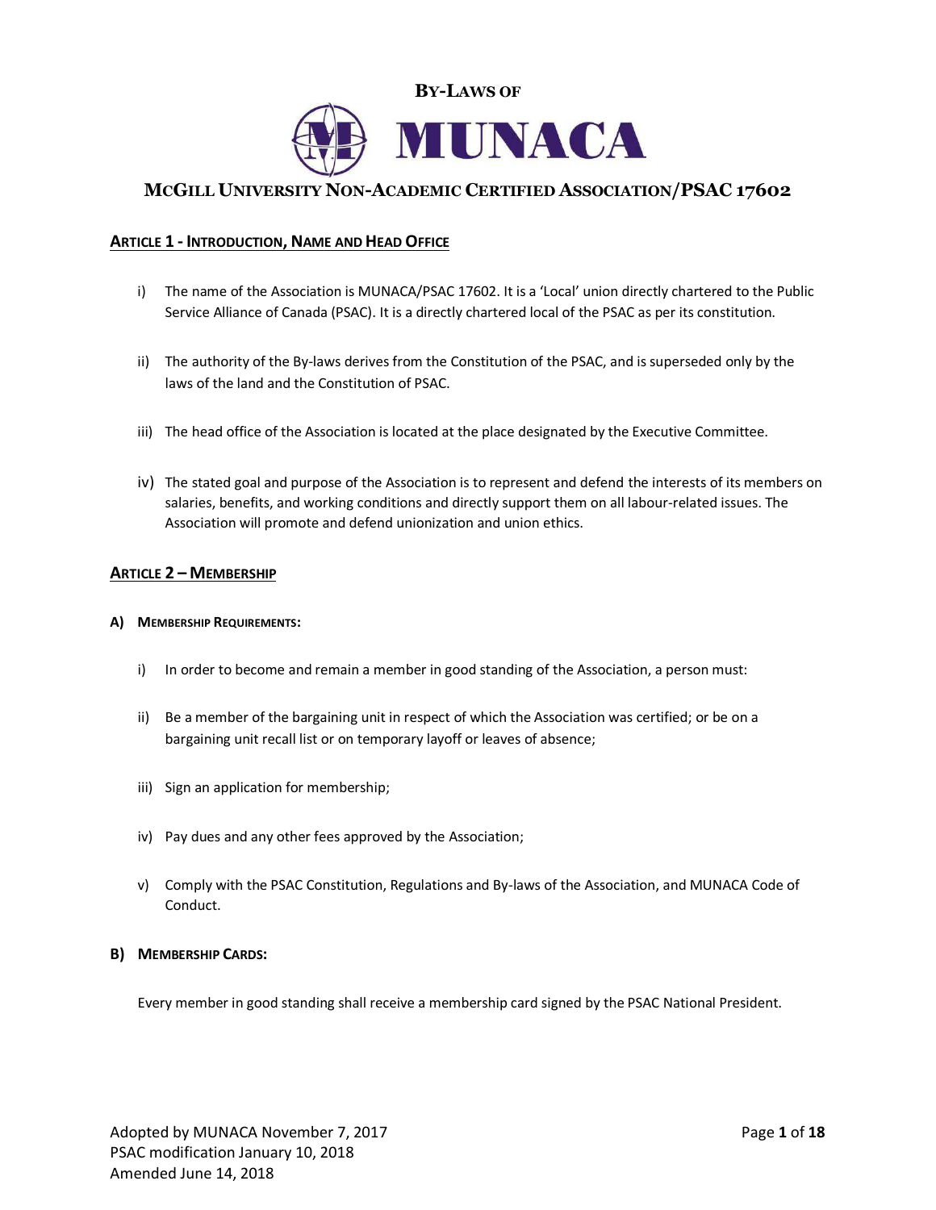# BY-LAWS OF MUNACA

## MCGILL UNIVERSITY NON-ACADEMIC CERTIFIED ASSOCIATION/PSAC 17602

### ARTICLE 1 - INTRODUCTION, NAME AND HEAD OFFICE

i) The name of the Association is MUNACA/PSAC 17602. It is a 'Local' union directly chartered to the Public Service Alliance of Canada (PSAC). It is a directly chartered local of the PSAC as per its constitution.

ii) The authority of the By-laws derives from the Constitution of the PSAC, and is superseded only by the laws of the land and the Constitution of PSAC.

iii) The head office of the Association is located at the place designated by the Executive Committee.

iv) The stated goal and purpose of the Association is to represent and defend the interests of its members on salaries, benefits, and working conditions and directly support them on all labour-related issues. The Association will promote and defend unionization and union ethics.

### ARTICLE 2 – MEMBERSHIP

#### A) MEMBERSHIP REQUIREMENTS:

i) In order to become and remain a member in good standing of the Association, a person must:

ii) Be a member of the bargaining unit in respect of which the Association was certified; or be on a bargaining unit recall list or on temporary layoff or leaves of absence;

iii) Sign an application for membership;

iv) Pay dues and any other fees approved by the Association;

v) Comply with the PSAC Constitution, Regulations and By-laws of the Association, and MUNACA Code of Conduct.

#### B) MEMBERSHIP CARDS:

Every member in good standing shall receive a membership card signed by the PSAC National President.

Adopted by MUNACA November 7, 2017
PSAC modification January 10, 2018
Amended June 14, 2018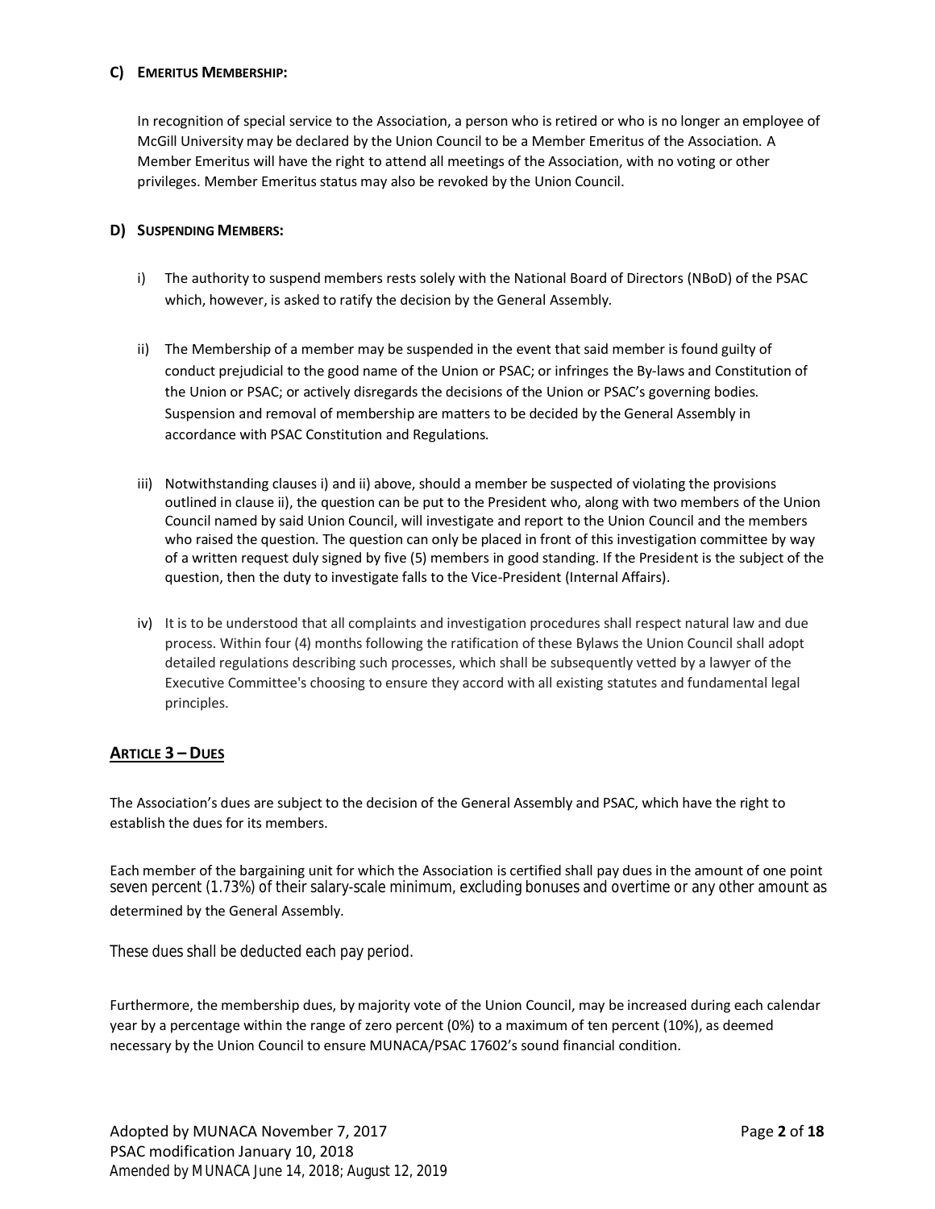### C) Emeritus Membership:

In recognition of special service to the Association, a person who is retired or who is no longer an employee of McGill University may be declared by the Union Council to be a Member Emeritus of the Association. A Member Emeritus will have the right to attend all meetings of the Association, with no voting or other privileges. Member Emeritus status may also be revoked by the Union Council.

### D) Suspending Members:

i) The authority to suspend members rests solely with the National Board of Directors (NBoD) of the PSAC which, however, is asked to ratify the decision by the General Assembly.

ii) The Membership of a member may be suspended in the event that said member is found guilty of conduct prejudicial to the good name of the Union or PSAC; or infringes the By-laws and Constitution of the Union or PSAC; or actively disregards the decisions of the Union or PSAC's governing bodies. Suspension and removal of membership are matters to be decided by the General Assembly in accordance with PSAC Constitution and Regulations.

iii) Notwithstanding clauses i) and ii) above, should a member be suspected of violating the provisions outlined in clause ii), the question can be put to the President who, along with two members of the Union Council named by said Union Council, will investigate and report to the Union Council and the members who raised the question. The question can only be placed in front of this investigation committee by way of a written request duly signed by five (5) members in good standing. If the President is the subject of the question, then the duty to investigate falls to the Vice-President (Internal Affairs).

iv) It is to be understood that all complaints and investigation procedures shall respect natural law and due process. Within four (4) months following the ratification of these Bylaws the Union Council shall adopt detailed regulations describing such processes, which shall be subsequently vetted by a lawyer of the Executive Committee's choosing to ensure they accord with all existing statutes and fundamental legal principles.

## Article 3 – Dues

The Association's dues are subject to the decision of the General Assembly and PSAC, which have the right to establish the dues for its members.

Each member of the bargaining unit for which the Association is certified shall pay dues in the amount of one point seven percent (1.73%) of their salary-scale minimum, excluding bonuses and overtime or any other amount as determined by the General Assembly.

These dues shall be deducted each pay period.

Furthermore, the membership dues, by majority vote of the Union Council, may be increased during each calendar year by a percentage within the range of zero percent (0%) to a maximum of ten percent (10%), as deemed necessary by the Union Council to ensure MUNACA/PSAC 17602's sound financial condition.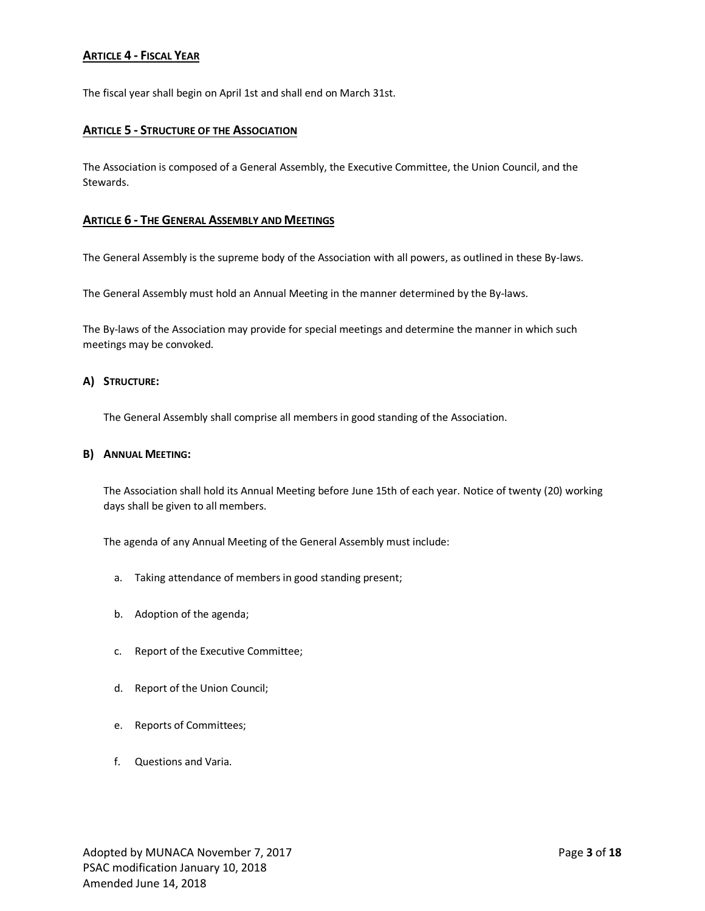## Article 4 - Fiscal Year

The fiscal year shall begin on April 1st and shall end on March 31st.

## Article 5 - Structure of the Association

The Association is composed of a General Assembly, the Executive Committee, the Union Council, and the Stewards.

## Article 6 - The General Assembly and Meetings

The General Assembly is the supreme body of the Association with all powers, as outlined in these By-laws.

The General Assembly must hold an Annual Meeting in the manner determined by the By-laws.

The By-laws of the Association may provide for special meetings and determine the manner in which such meetings may be convoked.

### A) Structure:

The General Assembly shall comprise all members in good standing of the Association.

### B) Annual Meeting:

The Association shall hold its Annual Meeting before June 15th of each year. Notice of twenty (20) working days shall be given to all members.

The agenda of any Annual Meeting of the General Assembly must include:

a. Taking attendance of members in good standing present;

b. Adoption of the agenda;

c. Report of the Executive Committee;

d. Report of the Union Council;

e. Reports of Committees;

f. Questions and Varia.

Adopted by MUNACA November 7, 2017
PSAC modification January 10, 2018
Amended June 14, 2018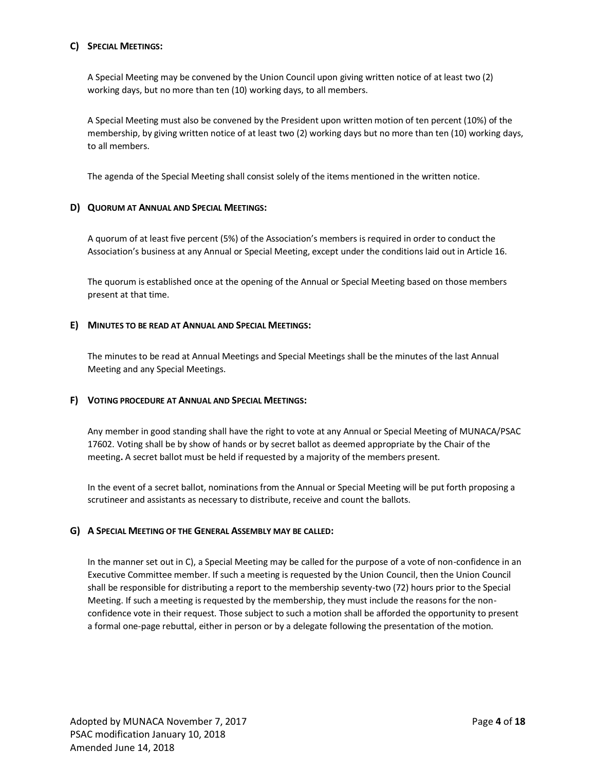### C) Special Meetings:

A Special Meeting may be convened by the Union Council upon giving written notice of at least two (2) working days, but no more than ten (10) working days, to all members.

A Special Meeting must also be convened by the President upon written motion of ten percent (10%) of the membership, by giving written notice of at least two (2) working days but no more than ten (10) working days, to all members.

The agenda of the Special Meeting shall consist solely of the items mentioned in the written notice.

### D) Quorum at Annual and Special Meetings:

A quorum of at least five percent (5%) of the Association's members is required in order to conduct the Association's business at any Annual or Special Meeting, except under the conditions laid out in Article 16.

The quorum is established once at the opening of the Annual or Special Meeting based on those members present at that time.

### E) Minutes to be read at Annual and Special Meetings:

The minutes to be read at Annual Meetings and Special Meetings shall be the minutes of the last Annual Meeting and any Special Meetings.

### F) Voting procedure at Annual and Special Meetings:

Any member in good standing shall have the right to vote at any Annual or Special Meeting of MUNACA/PSAC 17602. Voting shall be by show of hands or by secret ballot as deemed appropriate by the Chair of the meeting**.** A secret ballot must be held if requested by a majority of the members present.

In the event of a secret ballot, nominations from the Annual or Special Meeting will be put forth proposing a scrutineer and assistants as necessary to distribute, receive and count the ballots.

### G) A Special Meeting of the General Assembly may be called:

In the manner set out in C), a Special Meeting may be called for the purpose of a vote of non-confidence in an Executive Committee member. If such a meeting is requested by the Union Council, then the Union Council shall be responsible for distributing a report to the membership seventy-two (72) hours prior to the Special Meeting. If such a meeting is requested by the membership, they must include the reasons for the non-confidence vote in their request. Those subject to such a motion shall be afforded the opportunity to present a formal one-page rebuttal, either in person or by a delegate following the presentation of the motion.

Adopted by MUNACA November 7, 2017
PSAC modification January 10, 2018
Amended June 14, 2018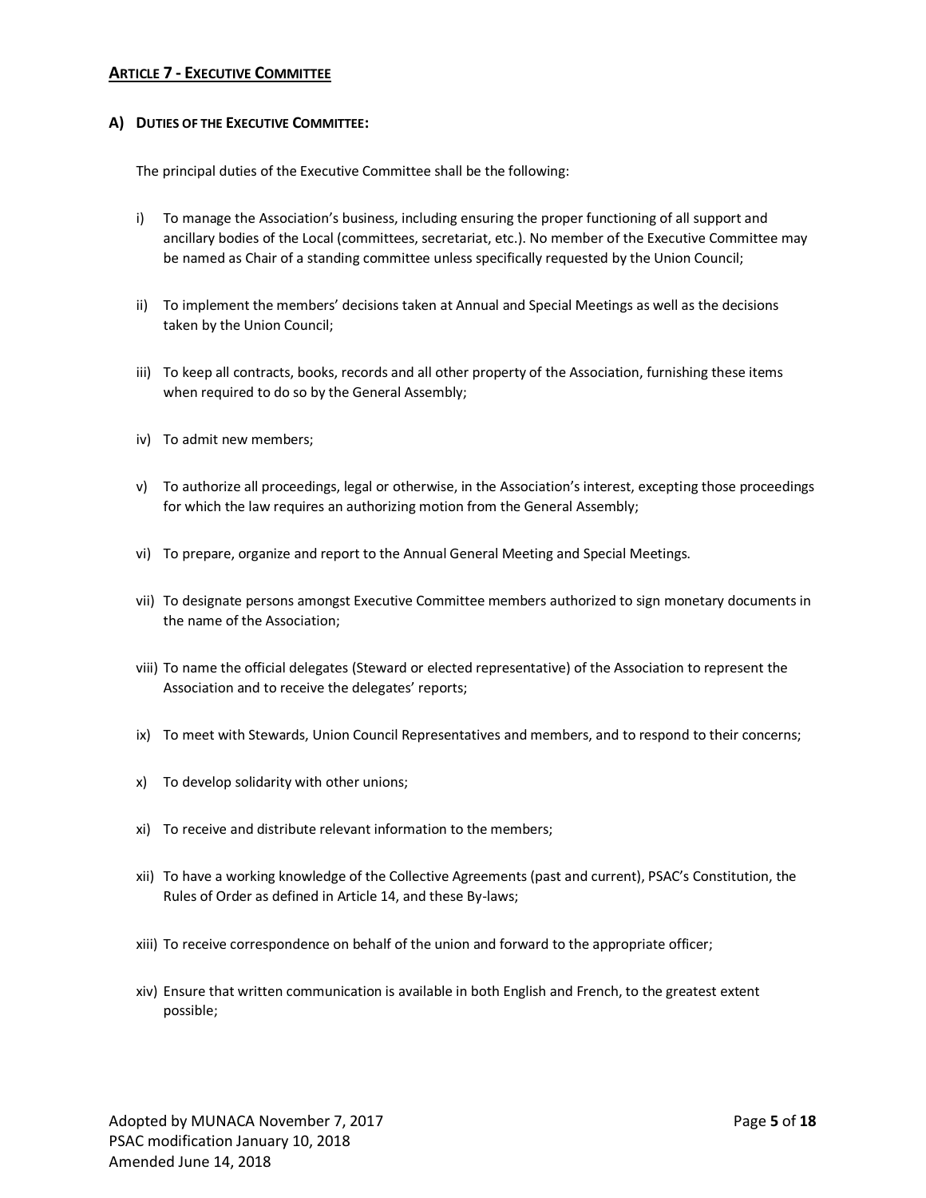## ARTICLE 7 - EXECUTIVE COMMITTEE

### A) DUTIES OF THE EXECUTIVE COMMITTEE:

The principal duties of the Executive Committee shall be the following:

i) To manage the Association's business, including ensuring the proper functioning of all support and ancillary bodies of the Local (committees, secretariat, etc.). No member of the Executive Committee may be named as Chair of a standing committee unless specifically requested by the Union Council;

ii) To implement the members' decisions taken at Annual and Special Meetings as well as the decisions taken by the Union Council;

iii) To keep all contracts, books, records and all other property of the Association, furnishing these items when required to do so by the General Assembly;

iv) To admit new members;

v) To authorize all proceedings, legal or otherwise, in the Association's interest, excepting those proceedings for which the law requires an authorizing motion from the General Assembly;

vi) To prepare, organize and report to the Annual General Meeting and Special Meetings.

vii) To designate persons amongst Executive Committee members authorized to sign monetary documents in the name of the Association;

viii) To name the official delegates (Steward or elected representative) of the Association to represent the Association and to receive the delegates' reports;

ix) To meet with Stewards, Union Council Representatives and members, and to respond to their concerns;

x) To develop solidarity with other unions;

xi) To receive and distribute relevant information to the members;

xii) To have a working knowledge of the Collective Agreements (past and current), PSAC's Constitution, the Rules of Order as defined in Article 14, and these By-laws;

xiii) To receive correspondence on behalf of the union and forward to the appropriate officer;

xiv) Ensure that written communication is available in both English and French, to the greatest extent possible;

Adopted by MUNACA November 7, 2017
PSAC modification January 10, 2018
Amended June 14, 2018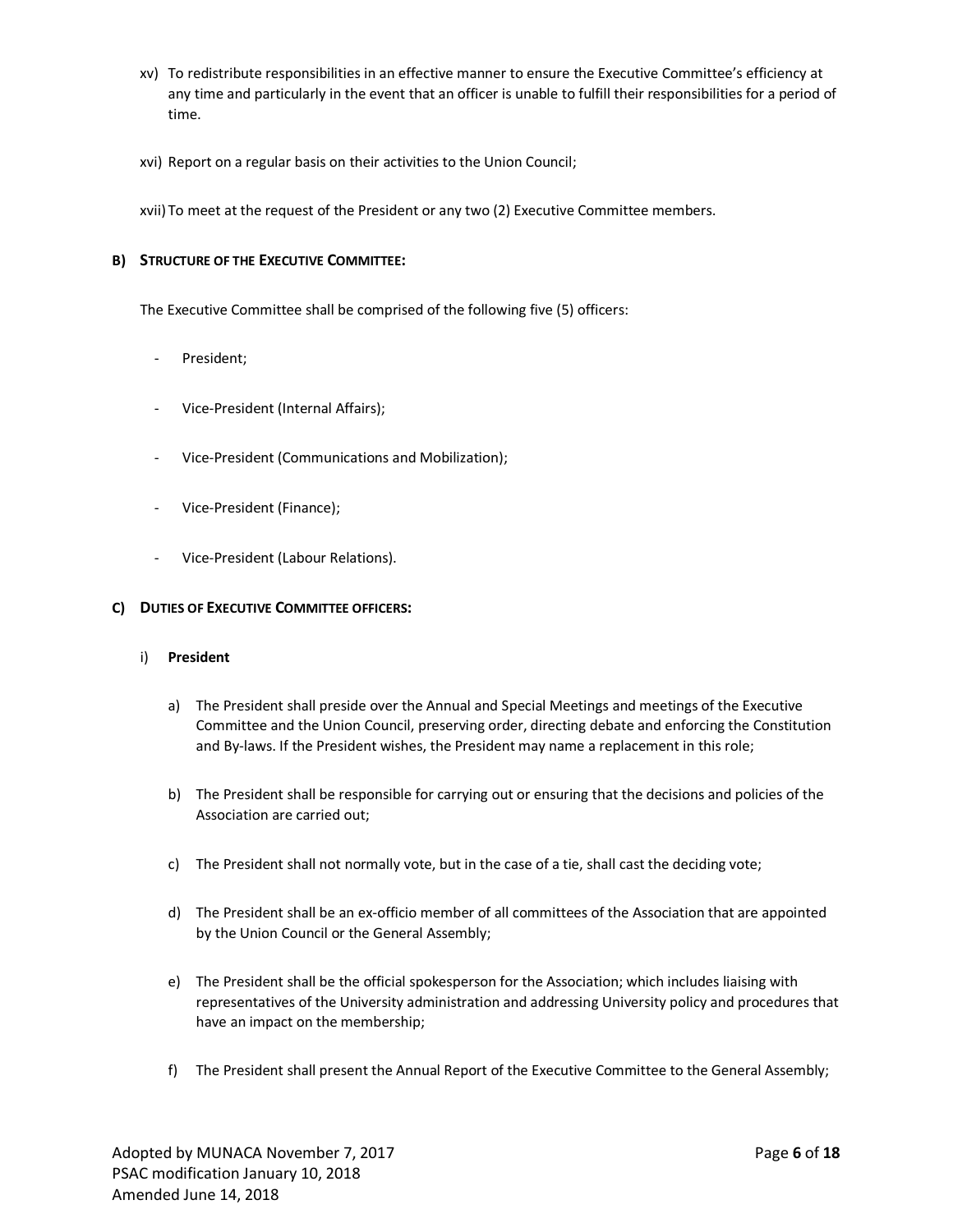xv) To redistribute responsibilities in an effective manner to ensure the Executive Committee's efficiency at any time and particularly in the event that an officer is unable to fulfill their responsibilities for a period of time.

xvi) Report on a regular basis on their activities to the Union Council;

xvii) To meet at the request of the President or any two (2) Executive Committee members.

**B) STRUCTURE OF THE EXECUTIVE COMMITTEE:**

The Executive Committee shall be comprised of the following five (5) officers:

- President;
- Vice-President (Internal Affairs);
- Vice-President (Communications and Mobilization);
- Vice-President (Finance);
- Vice-President (Labour Relations).

**C) DUTIES OF EXECUTIVE COMMITTEE OFFICERS:**

i) **President**

a) The President shall preside over the Annual and Special Meetings and meetings of the Executive Committee and the Union Council, preserving order, directing debate and enforcing the Constitution and By-laws. If the President wishes, the President may name a replacement in this role;

b) The President shall be responsible for carrying out or ensuring that the decisions and policies of the Association are carried out;

c) The President shall not normally vote, but in the case of a tie, shall cast the deciding vote;

d) The President shall be an ex-officio member of all committees of the Association that are appointed by the Union Council or the General Assembly;

e) The President shall be the official spokesperson for the Association; which includes liaising with representatives of the University administration and addressing University policy and procedures that have an impact on the membership;

f) The President shall present the Annual Report of the Executive Committee to the General Assembly;

Adopted by MUNACA November 7, 2017
PSAC modification January 10, 2018
Amended June 14, 2018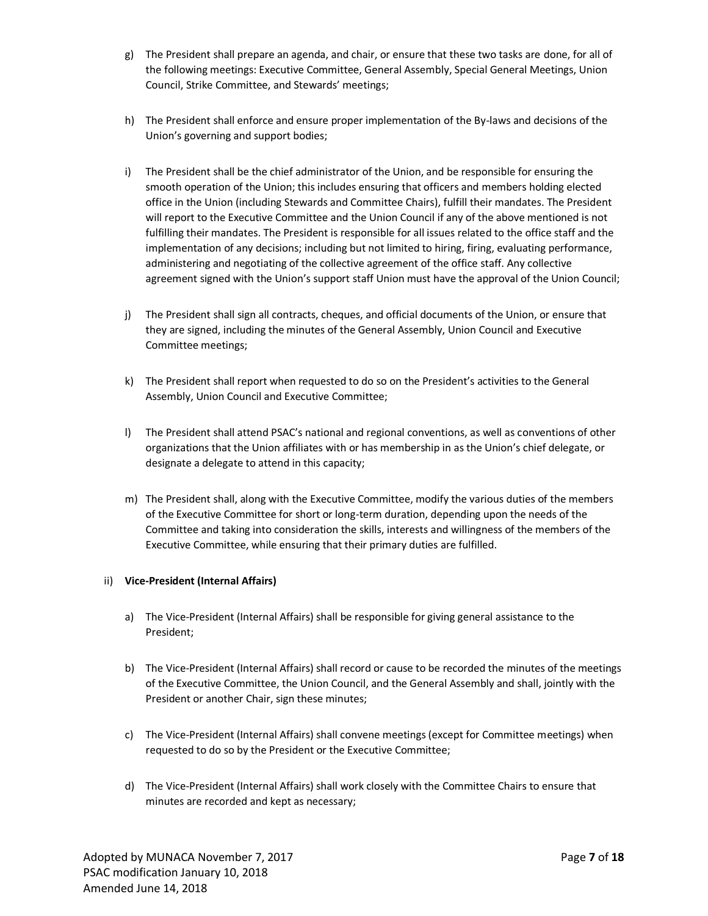g) The President shall prepare an agenda, and chair, or ensure that these two tasks are done, for all of the following meetings: Executive Committee, General Assembly, Special General Meetings, Union Council, Strike Committee, and Stewards' meetings;

h) The President shall enforce and ensure proper implementation of the By-laws and decisions of the Union's governing and support bodies;

i) The President shall be the chief administrator of the Union, and be responsible for ensuring the smooth operation of the Union; this includes ensuring that officers and members holding elected office in the Union (including Stewards and Committee Chairs), fulfill their mandates. The President will report to the Executive Committee and the Union Council if any of the above mentioned is not fulfilling their mandates. The President is responsible for all issues related to the office staff and the implementation of any decisions; including but not limited to hiring, firing, evaluating performance, administering and negotiating of the collective agreement of the office staff. Any collective agreement signed with the Union's support staff Union must have the approval of the Union Council;

j) The President shall sign all contracts, cheques, and official documents of the Union, or ensure that they are signed, including the minutes of the General Assembly, Union Council and Executive Committee meetings;

k) The President shall report when requested to do so on the President's activities to the General Assembly, Union Council and Executive Committee;

l) The President shall attend PSAC's national and regional conventions, as well as conventions of other organizations that the Union affiliates with or has membership in as the Union's chief delegate, or designate a delegate to attend in this capacity;

m) The President shall, along with the Executive Committee, modify the various duties of the members of the Executive Committee for short or long-term duration, depending upon the needs of the Committee and taking into consideration the skills, interests and willingness of the members of the Executive Committee, while ensuring that their primary duties are fulfilled.

ii) **Vice-President (Internal Affairs)**

a) The Vice-President (Internal Affairs) shall be responsible for giving general assistance to the President;

b) The Vice-President (Internal Affairs) shall record or cause to be recorded the minutes of the meetings of the Executive Committee, the Union Council, and the General Assembly and shall, jointly with the President or another Chair, sign these minutes;

c) The Vice-President (Internal Affairs) shall convene meetings (except for Committee meetings) when requested to do so by the President or the Executive Committee;

d) The Vice-President (Internal Affairs) shall work closely with the Committee Chairs to ensure that minutes are recorded and kept as necessary;

Adopted by MUNACA November 7, 2017
PSAC modification January 10, 2018
Amended June 14, 2018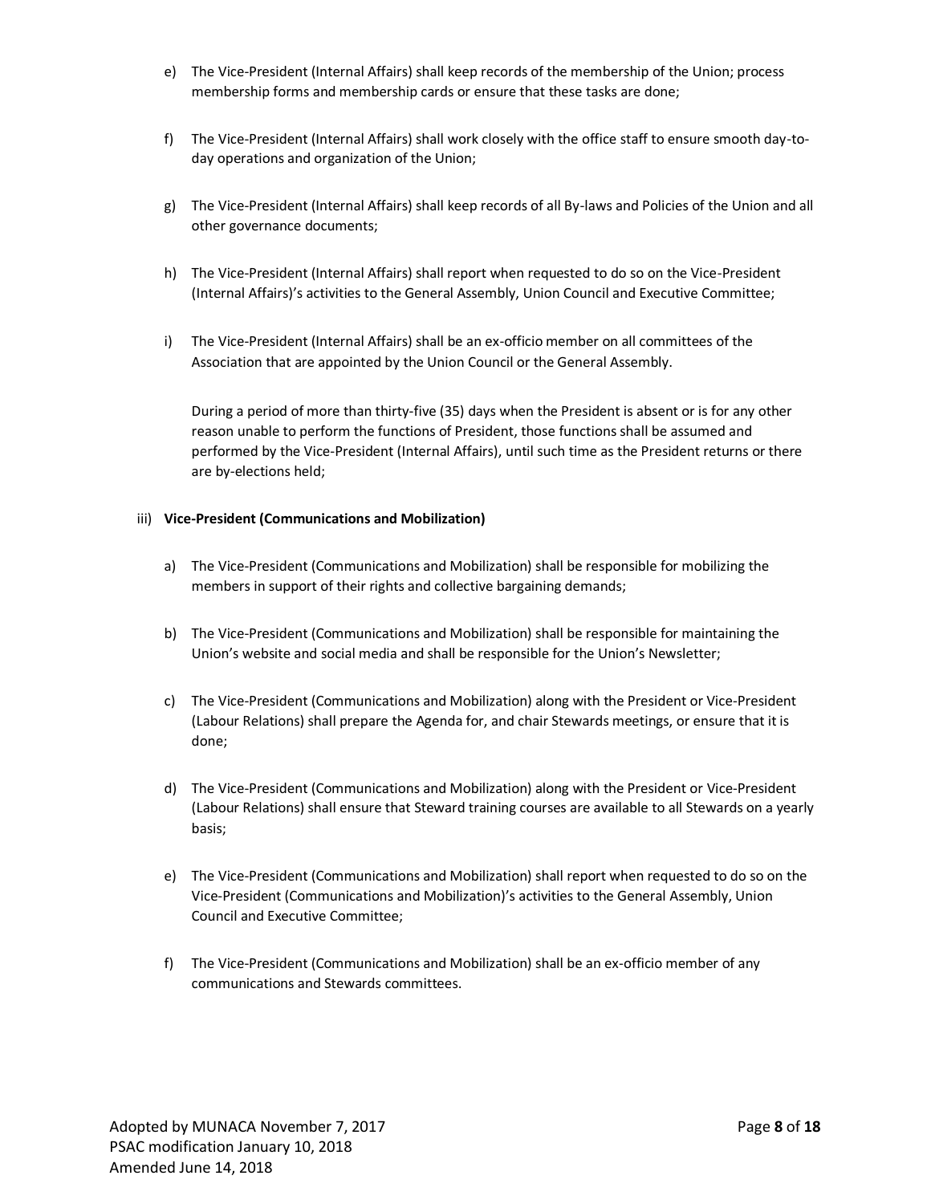e) The Vice-President (Internal Affairs) shall keep records of the membership of the Union; process membership forms and membership cards or ensure that these tasks are done;

f) The Vice-President (Internal Affairs) shall work closely with the office staff to ensure smooth day-to-day operations and organization of the Union;

g) The Vice-President (Internal Affairs) shall keep records of all By-laws and Policies of the Union and all other governance documents;

h) The Vice-President (Internal Affairs) shall report when requested to do so on the Vice-President (Internal Affairs)'s activities to the General Assembly, Union Council and Executive Committee;

i) The Vice-President (Internal Affairs) shall be an ex-officio member on all committees of the Association that are appointed by the Union Council or the General Assembly.

During a period of more than thirty-five (35) days when the President is absent or is for any other reason unable to perform the functions of President, those functions shall be assumed and performed by the Vice-President (Internal Affairs), until such time as the President returns or there are by-elections held;

iii) **Vice-President (Communications and Mobilization)**

a) The Vice-President (Communications and Mobilization) shall be responsible for mobilizing the members in support of their rights and collective bargaining demands;

b) The Vice-President (Communications and Mobilization) shall be responsible for maintaining the Union's website and social media and shall be responsible for the Union's Newsletter;

c) The Vice-President (Communications and Mobilization) along with the President or Vice-President (Labour Relations) shall prepare the Agenda for, and chair Stewards meetings, or ensure that it is done;

d) The Vice-President (Communications and Mobilization) along with the President or Vice-President (Labour Relations) shall ensure that Steward training courses are available to all Stewards on a yearly basis;

e) The Vice-President (Communications and Mobilization) shall report when requested to do so on the Vice-President (Communications and Mobilization)'s activities to the General Assembly, Union Council and Executive Committee;

f) The Vice-President (Communications and Mobilization) shall be an ex-officio member of any communications and Stewards committees.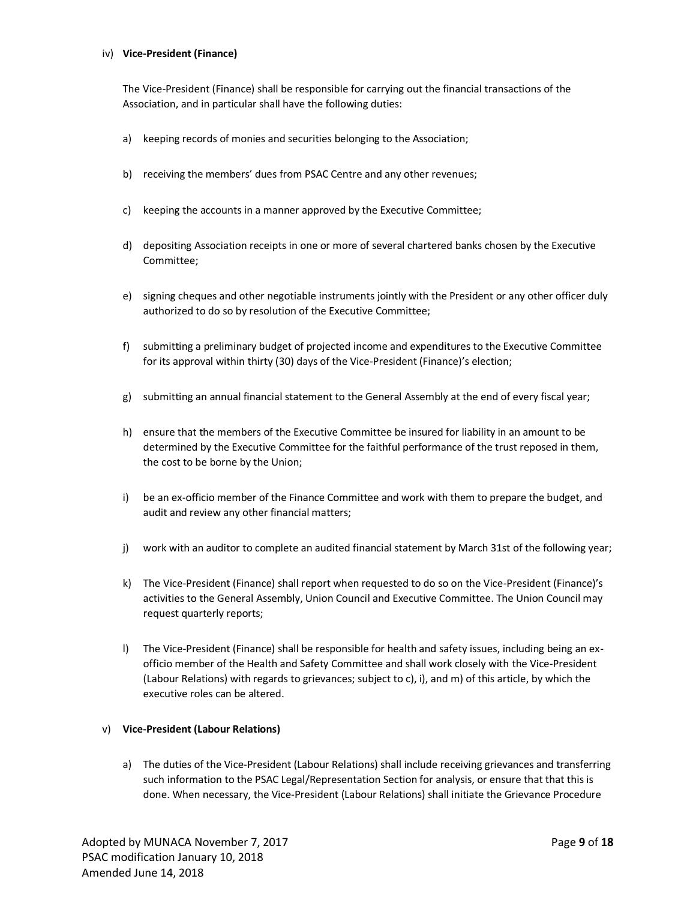iv) **Vice-President (Finance)**

The Vice-President (Finance) shall be responsible for carrying out the financial transactions of the Association, and in particular shall have the following duties:

a) keeping records of monies and securities belonging to the Association;

b) receiving the members' dues from PSAC Centre and any other revenues;

c) keeping the accounts in a manner approved by the Executive Committee;

d) depositing Association receipts in one or more of several chartered banks chosen by the Executive Committee;

e) signing cheques and other negotiable instruments jointly with the President or any other officer duly authorized to do so by resolution of the Executive Committee;

f) submitting a preliminary budget of projected income and expenditures to the Executive Committee for its approval within thirty (30) days of the Vice-President (Finance)'s election;

g) submitting an annual financial statement to the General Assembly at the end of every fiscal year;

h) ensure that the members of the Executive Committee be insured for liability in an amount to be determined by the Executive Committee for the faithful performance of the trust reposed in them, the cost to be borne by the Union;

i) be an ex-officio member of the Finance Committee and work with them to prepare the budget, and audit and review any other financial matters;

j) work with an auditor to complete an audited financial statement by March 31st of the following year;

k) The Vice-President (Finance) shall report when requested to do so on the Vice-President (Finance)'s activities to the General Assembly, Union Council and Executive Committee. The Union Council may request quarterly reports;

l) The Vice-President (Finance) shall be responsible for health and safety issues, including being an ex-officio member of the Health and Safety Committee and shall work closely with the Vice-President (Labour Relations) with regards to grievances; subject to c), i), and m) of this article, by which the executive roles can be altered.

v) **Vice-President (Labour Relations)**

a) The duties of the Vice-President (Labour Relations) shall include receiving grievances and transferring such information to the PSAC Legal/Representation Section for analysis, or ensure that that this is done. When necessary, the Vice-President (Labour Relations) shall initiate the Grievance Procedure

Adopted by MUNACA November 7, 2017
PSAC modification January 10, 2018
Amended June 14, 2018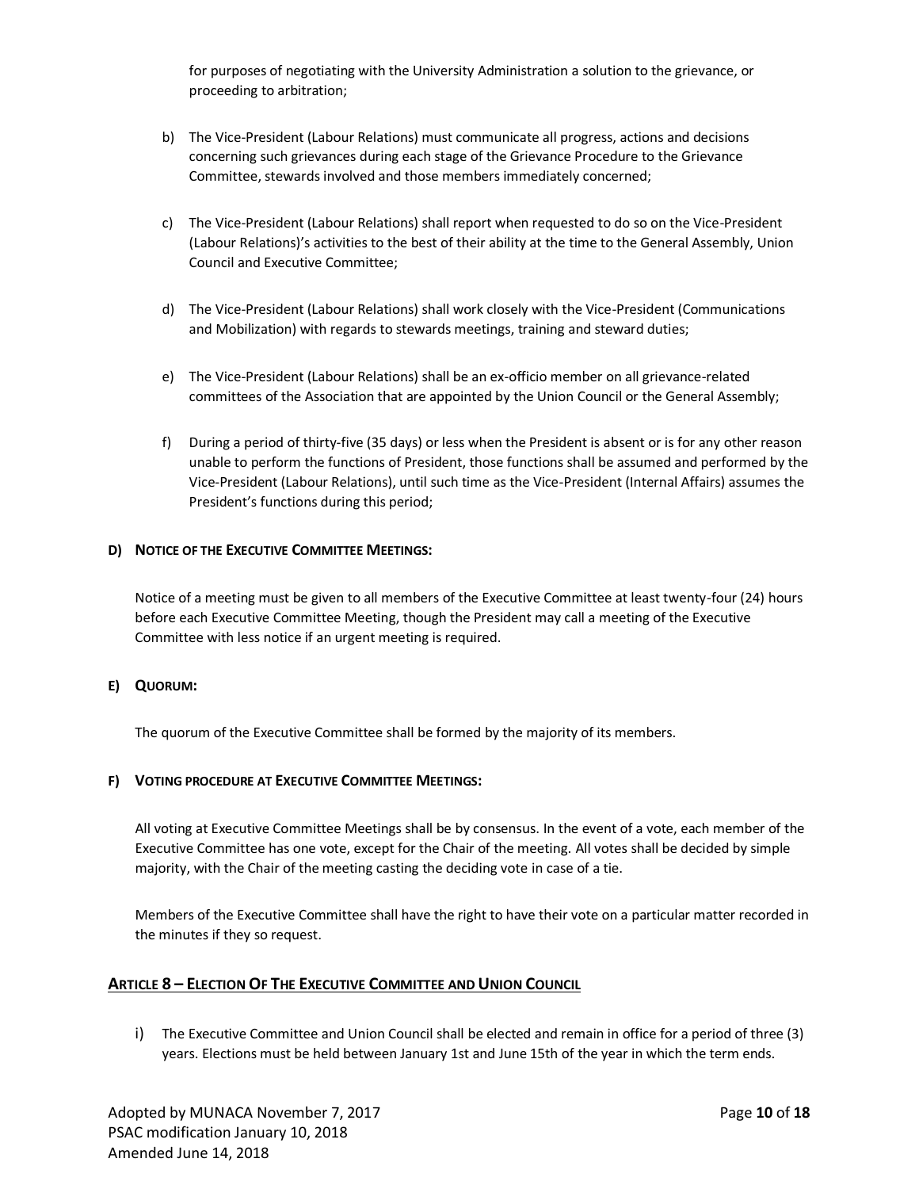for purposes of negotiating with the University Administration a solution to the grievance, or proceeding to arbitration;

b) The Vice-President (Labour Relations) must communicate all progress, actions and decisions concerning such grievances during each stage of the Grievance Procedure to the Grievance Committee, stewards involved and those members immediately concerned;

c) The Vice-President (Labour Relations) shall report when requested to do so on the Vice-President (Labour Relations)'s activities to the best of their ability at the time to the General Assembly, Union Council and Executive Committee;

d) The Vice-President (Labour Relations) shall work closely with the Vice-President (Communications and Mobilization) with regards to stewards meetings, training and steward duties;

e) The Vice-President (Labour Relations) shall be an ex-officio member on all grievance-related committees of the Association that are appointed by the Union Council or the General Assembly;

f) During a period of thirty-five (35 days) or less when the President is absent or is for any other reason unable to perform the functions of President, those functions shall be assumed and performed by the Vice-President (Labour Relations), until such time as the Vice-President (Internal Affairs) assumes the President's functions during this period;

**D) NOTICE OF THE EXECUTIVE COMMITTEE MEETINGS:**

Notice of a meeting must be given to all members of the Executive Committee at least twenty-four (24) hours before each Executive Committee Meeting, though the President may call a meeting of the Executive Committee with less notice if an urgent meeting is required.

**E) QUORUM:**

The quorum of the Executive Committee shall be formed by the majority of its members.

**F) VOTING PROCEDURE AT EXECUTIVE COMMITTEE MEETINGS:**

All voting at Executive Committee Meetings shall be by consensus. In the event of a vote, each member of the Executive Committee has one vote, except for the Chair of the meeting. All votes shall be decided by simple majority, with the Chair of the meeting casting the deciding vote in case of a tie.

Members of the Executive Committee shall have the right to have their vote on a particular matter recorded in the minutes if they so request.

## ARTICLE 8 – ELECTION OF THE EXECUTIVE COMMITTEE AND UNION COUNCIL

i) The Executive Committee and Union Council shall be elected and remain in office for a period of three (3) years. Elections must be held between January 1st and June 15th of the year in which the term ends.

Adopted by MUNACA November 7, 2017
PSAC modification January 10, 2018
Amended June 14, 2018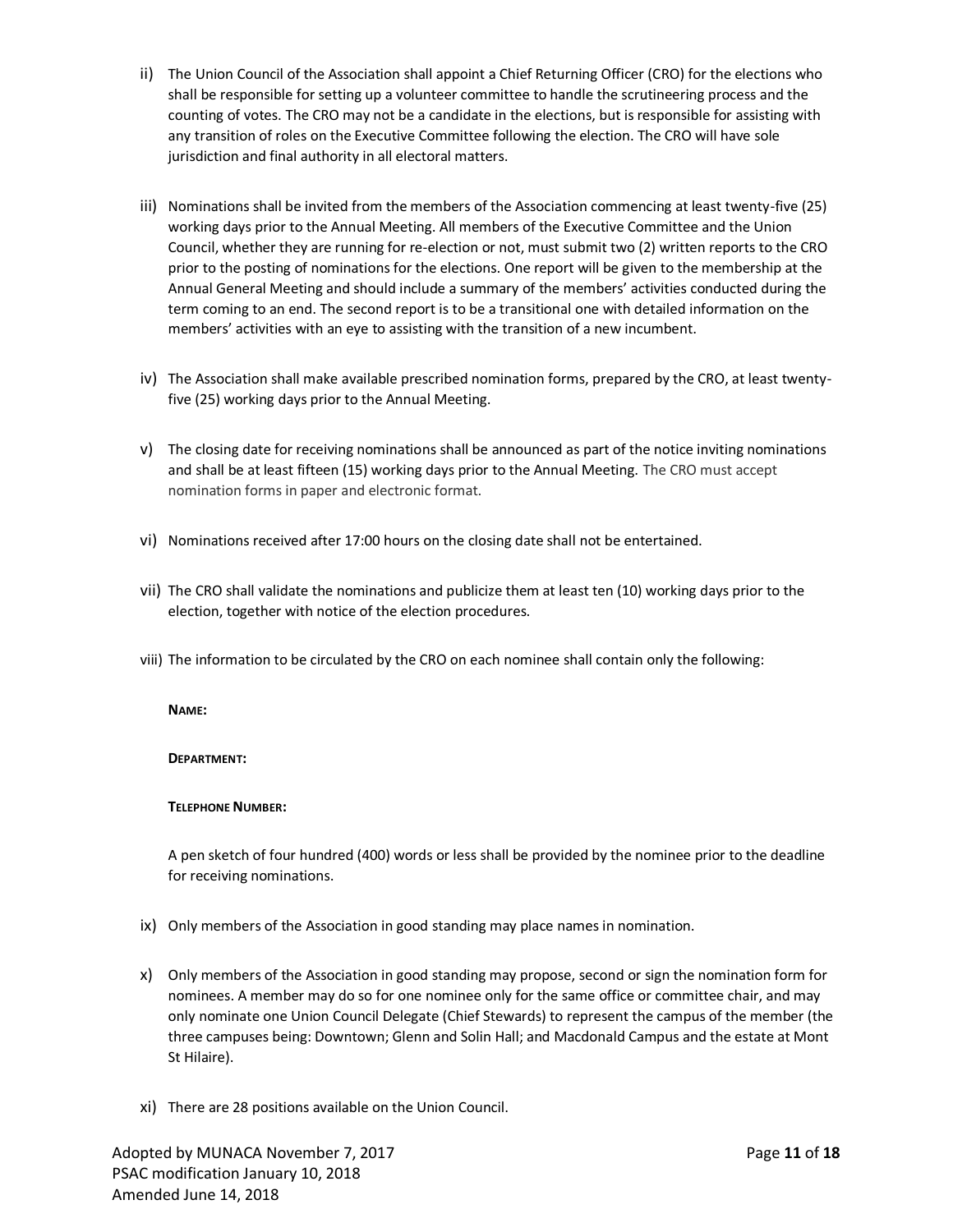ii) The Union Council of the Association shall appoint a Chief Returning Officer (CRO) for the elections who shall be responsible for setting up a volunteer committee to handle the scrutineering process and the counting of votes. The CRO may not be a candidate in the elections, but is responsible for assisting with any transition of roles on the Executive Committee following the election. The CRO will have sole jurisdiction and final authority in all electoral matters.

iii) Nominations shall be invited from the members of the Association commencing at least twenty-five (25) working days prior to the Annual Meeting. All members of the Executive Committee and the Union Council, whether they are running for re-election or not, must submit two (2) written reports to the CRO prior to the posting of nominations for the elections. One report will be given to the membership at the Annual General Meeting and should include a summary of the members' activities conducted during the term coming to an end. The second report is to be a transitional one with detailed information on the members' activities with an eye to assisting with the transition of a new incumbent.

iv) The Association shall make available prescribed nomination forms, prepared by the CRO, at least twenty-five (25) working days prior to the Annual Meeting.

v) The closing date for receiving nominations shall be announced as part of the notice inviting nominations and shall be at least fifteen (15) working days prior to the Annual Meeting. The CRO must accept nomination forms in paper and electronic format.

vi) Nominations received after 17:00 hours on the closing date shall not be entertained.

vii) The CRO shall validate the nominations and publicize them at least ten (10) working days prior to the election, together with notice of the election procedures.

viii) The information to be circulated by the CRO on each nominee shall contain only the following:

**Name:**

**Department:**

**Telephone Number:**

A pen sketch of four hundred (400) words or less shall be provided by the nominee prior to the deadline for receiving nominations.

ix) Only members of the Association in good standing may place names in nomination.

x) Only members of the Association in good standing may propose, second or sign the nomination form for nominees. A member may do so for one nominee only for the same office or committee chair, and may only nominate one Union Council Delegate (Chief Stewards) to represent the campus of the member (the three campuses being: Downtown; Glenn and Solin Hall; and Macdonald Campus and the estate at Mont St Hilaire).

xi) There are 28 positions available on the Union Council.

Adopted by MUNACA November 7, 2017
PSAC modification January 10, 2018
Amended June 14, 2018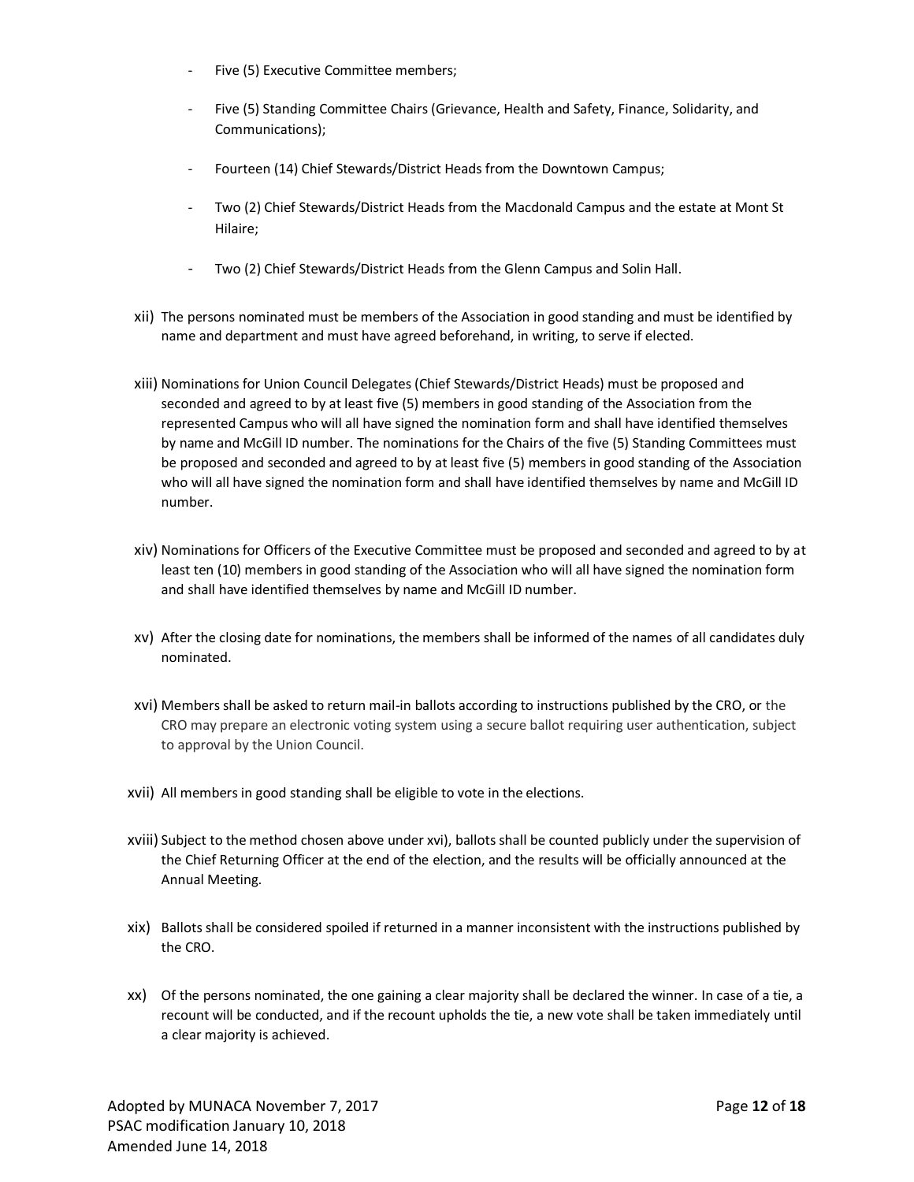- Five (5) Executive Committee members;
- Five (5) Standing Committee Chairs (Grievance, Health and Safety, Finance, Solidarity, and Communications);
- Fourteen (14) Chief Stewards/District Heads from the Downtown Campus;
- Two (2) Chief Stewards/District Heads from the Macdonald Campus and the estate at Mont St Hilaire;
- Two (2) Chief Stewards/District Heads from the Glenn Campus and Solin Hall.

xii) The persons nominated must be members of the Association in good standing and must be identified by name and department and must have agreed beforehand, in writing, to serve if elected.

xiii) Nominations for Union Council Delegates (Chief Stewards/District Heads) must be proposed and seconded and agreed to by at least five (5) members in good standing of the Association from the represented Campus who will all have signed the nomination form and shall have identified themselves by name and McGill ID number. The nominations for the Chairs of the five (5) Standing Committees must be proposed and seconded and agreed to by at least five (5) members in good standing of the Association who will all have signed the nomination form and shall have identified themselves by name and McGill ID number.

xiv) Nominations for Officers of the Executive Committee must be proposed and seconded and agreed to by at least ten (10) members in good standing of the Association who will all have signed the nomination form and shall have identified themselves by name and McGill ID number.

xv) After the closing date for nominations, the members shall be informed of the names of all candidates duly nominated.

xvi) Members shall be asked to return mail-in ballots according to instructions published by the CRO, or the CRO may prepare an electronic voting system using a secure ballot requiring user authentication, subject to approval by the Union Council.

xvii) All members in good standing shall be eligible to vote in the elections.

xviii) Subject to the method chosen above under xvi), ballots shall be counted publicly under the supervision of the Chief Returning Officer at the end of the election, and the results will be officially announced at the Annual Meeting.

xix) Ballots shall be considered spoiled if returned in a manner inconsistent with the instructions published by the CRO.

xx) Of the persons nominated, the one gaining a clear majority shall be declared the winner. In case of a tie, a recount will be conducted, and if the recount upholds the tie, a new vote shall be taken immediately until a clear majority is achieved.

Adopted by MUNACA November 7, 2017
PSAC modification January 10, 2018
Amended June 14, 2018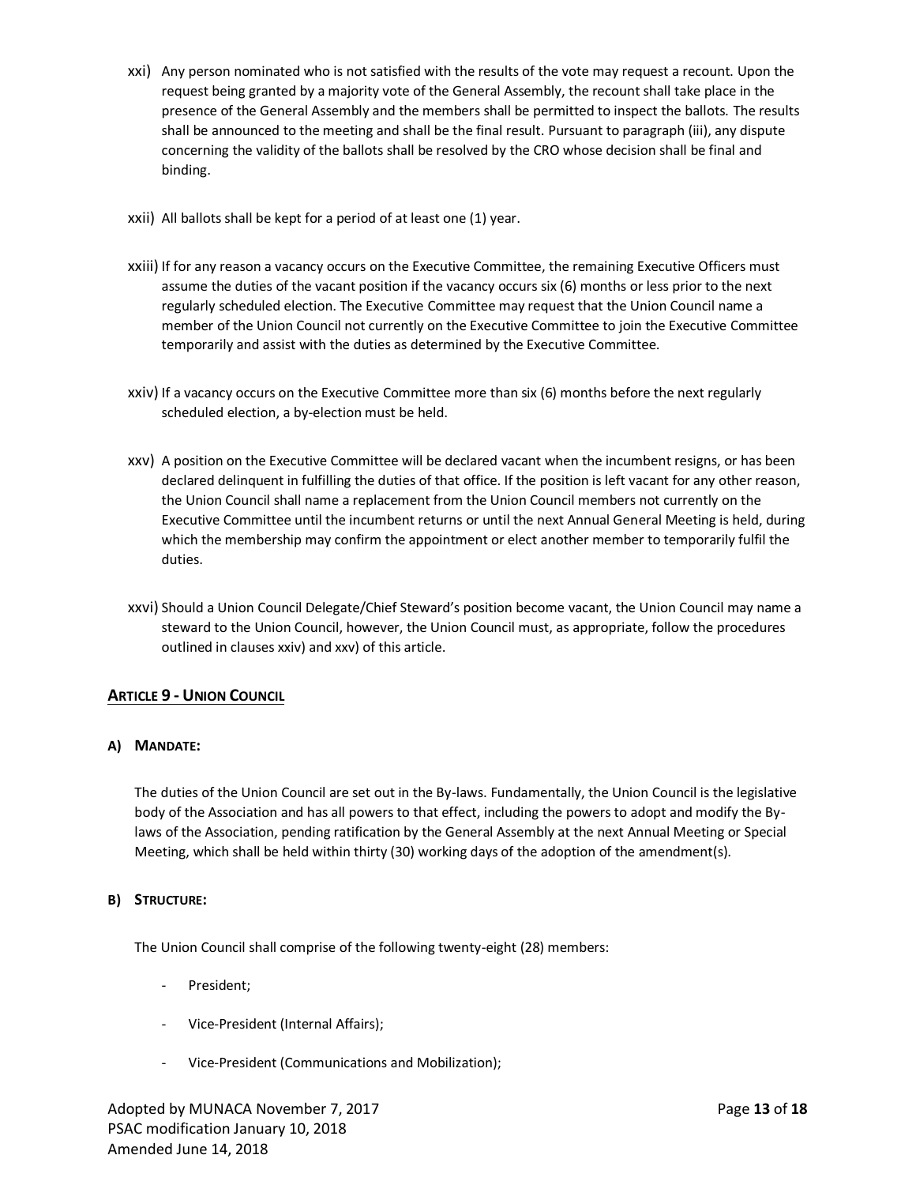xxi) Any person nominated who is not satisfied with the results of the vote may request a recount. Upon the request being granted by a majority vote of the General Assembly, the recount shall take place in the presence of the General Assembly and the members shall be permitted to inspect the ballots. The results shall be announced to the meeting and shall be the final result. Pursuant to paragraph (iii), any dispute concerning the validity of the ballots shall be resolved by the CRO whose decision shall be final and binding.

xxii) All ballots shall be kept for a period of at least one (1) year.

xxiii) If for any reason a vacancy occurs on the Executive Committee, the remaining Executive Officers must assume the duties of the vacant position if the vacancy occurs six (6) months or less prior to the next regularly scheduled election. The Executive Committee may request that the Union Council name a member of the Union Council not currently on the Executive Committee to join the Executive Committee temporarily and assist with the duties as determined by the Executive Committee.

xxiv) If a vacancy occurs on the Executive Committee more than six (6) months before the next regularly scheduled election, a by-election must be held.

xxv) A position on the Executive Committee will be declared vacant when the incumbent resigns, or has been declared delinquent in fulfilling the duties of that office. If the position is left vacant for any other reason, the Union Council shall name a replacement from the Union Council members not currently on the Executive Committee until the incumbent returns or until the next Annual General Meeting is held, during which the membership may confirm the appointment or elect another member to temporarily fulfil the duties.

xxvi) Should a Union Council Delegate/Chief Steward's position become vacant, the Union Council may name a steward to the Union Council, however, the Union Council must, as appropriate, follow the procedures outlined in clauses xxiv) and xxv) of this article.

## ARTICLE 9 - UNION COUNCIL

### A) MANDATE:

The duties of the Union Council are set out in the By-laws. Fundamentally, the Union Council is the legislative body of the Association and has all powers to that effect, including the powers to adopt and modify the By-laws of the Association, pending ratification by the General Assembly at the next Annual Meeting or Special Meeting, which shall be held within thirty (30) working days of the adoption of the amendment(s).

### B) STRUCTURE:

The Union Council shall comprise of the following twenty-eight (28) members:

- President;
- Vice-President (Internal Affairs);
- Vice-President (Communications and Mobilization);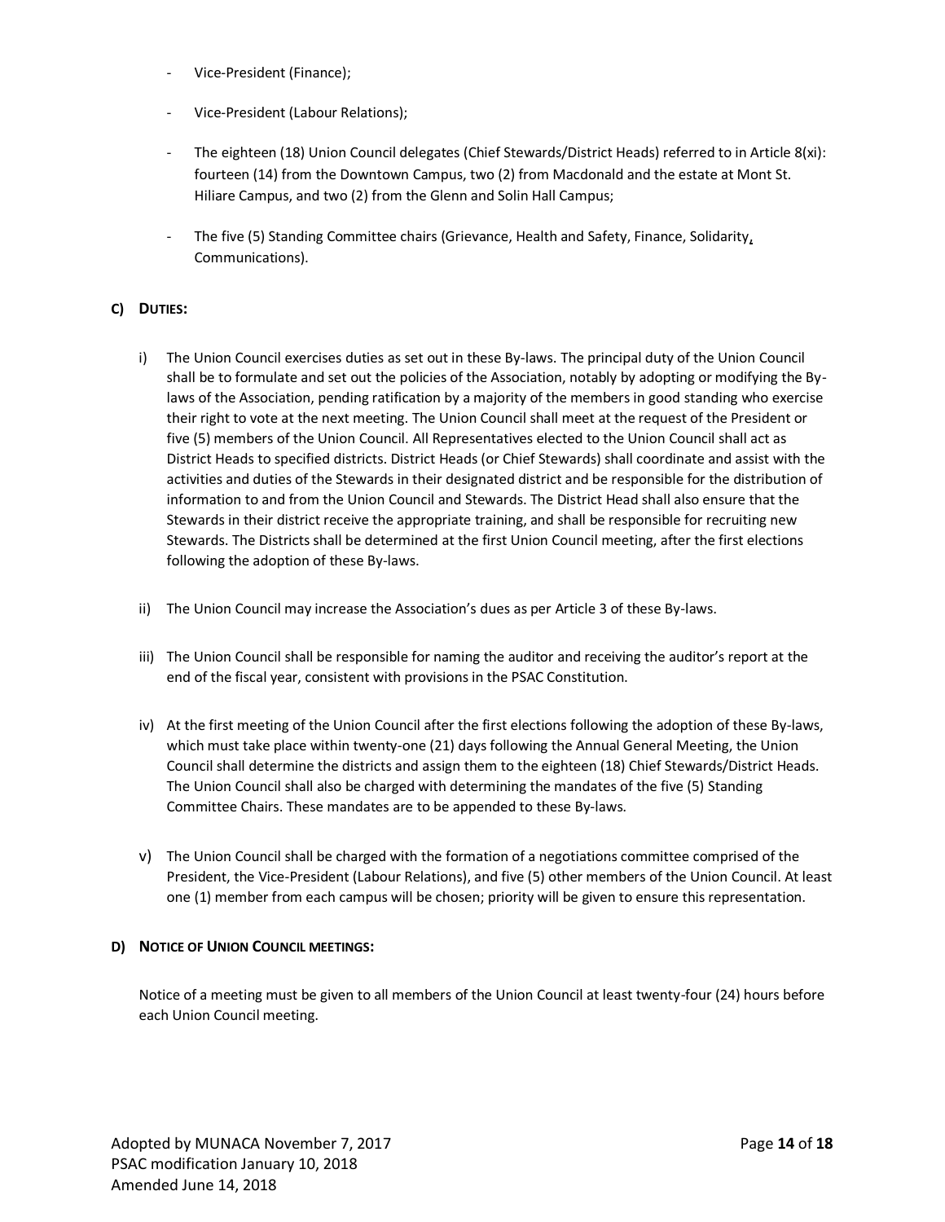- Vice-President (Finance);

- Vice-President (Labour Relations);

- The eighteen (18) Union Council delegates (Chief Stewards/District Heads) referred to in Article 8(xi): fourteen (14) from the Downtown Campus, two (2) from Macdonald and the estate at Mont St. Hiliare Campus, and two (2) from the Glenn and Solin Hall Campus;

- The five (5) Standing Committee chairs (Grievance, Health and Safety, Finance, Solidarity, Communications).

### C) DUTIES:

i) The Union Council exercises duties as set out in these By-laws. The principal duty of the Union Council shall be to formulate and set out the policies of the Association, notably by adopting or modifying the By-laws of the Association, pending ratification by a majority of the members in good standing who exercise their right to vote at the next meeting. The Union Council shall meet at the request of the President or five (5) members of the Union Council. All Representatives elected to the Union Council shall act as District Heads to specified districts. District Heads (or Chief Stewards) shall coordinate and assist with the activities and duties of the Stewards in their designated district and be responsible for the distribution of information to and from the Union Council and Stewards. The District Head shall also ensure that the Stewards in their district receive the appropriate training, and shall be responsible for recruiting new Stewards. The Districts shall be determined at the first Union Council meeting, after the first elections following the adoption of these By-laws.

ii) The Union Council may increase the Association's dues as per Article 3 of these By-laws.

iii) The Union Council shall be responsible for naming the auditor and receiving the auditor's report at the end of the fiscal year, consistent with provisions in the PSAC Constitution.

iv) At the first meeting of the Union Council after the first elections following the adoption of these By-laws, which must take place within twenty-one (21) days following the Annual General Meeting, the Union Council shall determine the districts and assign them to the eighteen (18) Chief Stewards/District Heads. The Union Council shall also be charged with determining the mandates of the five (5) Standing Committee Chairs. These mandates are to be appended to these By-laws.

v) The Union Council shall be charged with the formation of a negotiations committee comprised of the President, the Vice-President (Labour Relations), and five (5) other members of the Union Council. At least one (1) member from each campus will be chosen; priority will be given to ensure this representation.

### D) NOTICE OF UNION COUNCIL MEETINGS:

Notice of a meeting must be given to all members of the Union Council at least twenty-four (24) hours before each Union Council meeting.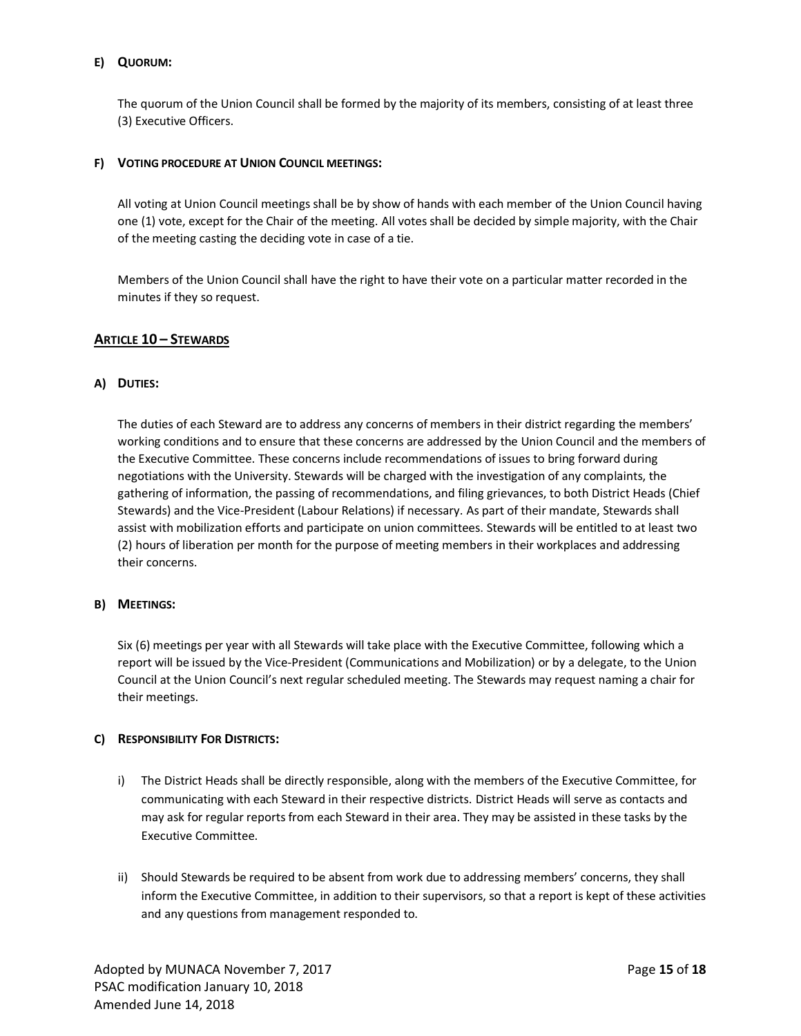#### E) Quorum:

The quorum of the Union Council shall be formed by the majority of its members, consisting of at least three (3) Executive Officers.

#### F) Voting procedure at Union Council meetings:

All voting at Union Council meetings shall be by show of hands with each member of the Union Council having one (1) vote, except for the Chair of the meeting. All votes shall be decided by simple majority, with the Chair of the meeting casting the deciding vote in case of a tie.

Members of the Union Council shall have the right to have their vote on a particular matter recorded in the minutes if they so request.

### Article 10 – Stewards

#### A) Duties:

The duties of each Steward are to address any concerns of members in their district regarding the members' working conditions and to ensure that these concerns are addressed by the Union Council and the members of the Executive Committee. These concerns include recommendations of issues to bring forward during negotiations with the University. Stewards will be charged with the investigation of any complaints, the gathering of information, the passing of recommendations, and filing grievances, to both District Heads (Chief Stewards) and the Vice-President (Labour Relations) if necessary. As part of their mandate, Stewards shall assist with mobilization efforts and participate on union committees. Stewards will be entitled to at least two (2) hours of liberation per month for the purpose of meeting members in their workplaces and addressing their concerns.

#### B) Meetings:

Six (6) meetings per year with all Stewards will take place with the Executive Committee, following which a report will be issued by the Vice-President (Communications and Mobilization) or by a delegate, to the Union Council at the Union Council's next regular scheduled meeting. The Stewards may request naming a chair for their meetings.

#### C) Responsibility For Districts:

i) The District Heads shall be directly responsible, along with the members of the Executive Committee, for communicating with each Steward in their respective districts. District Heads will serve as contacts and may ask for regular reports from each Steward in their area. They may be assisted in these tasks by the Executive Committee.

ii) Should Stewards be required to be absent from work due to addressing members' concerns, they shall inform the Executive Committee, in addition to their supervisors, so that a report is kept of these activities and any questions from management responded to.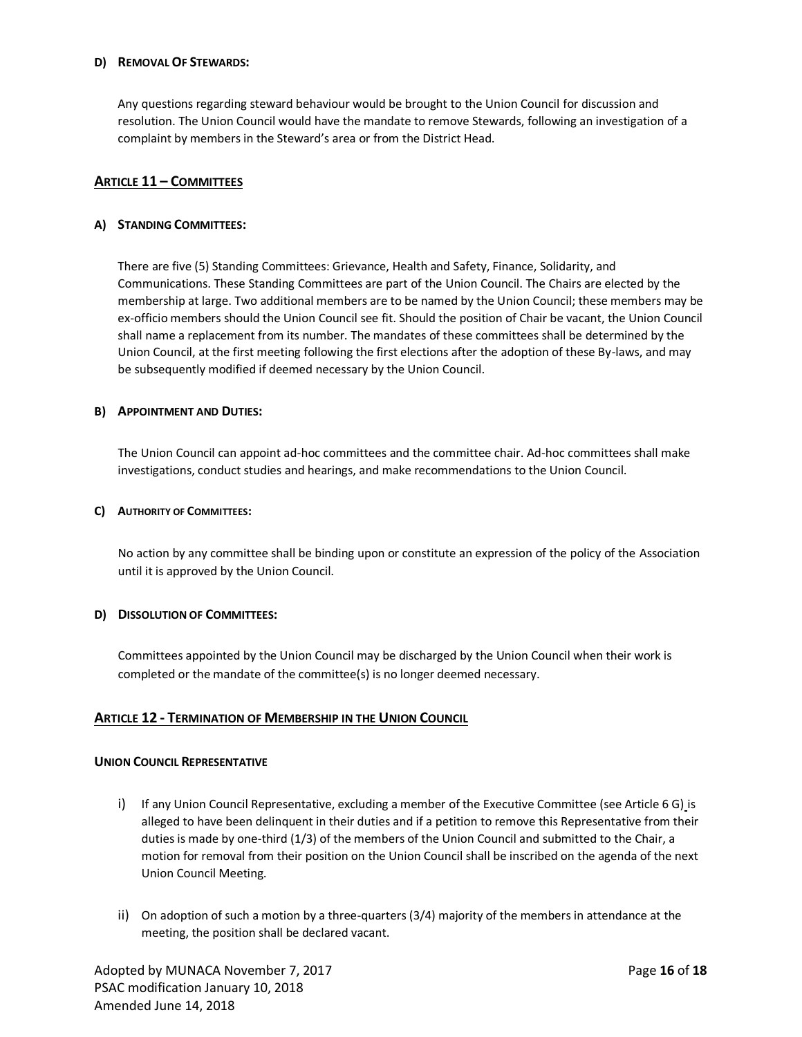#### D) Removal Of Stewards:

Any questions regarding steward behaviour would be brought to the Union Council for discussion and resolution. The Union Council would have the mandate to remove Stewards, following an investigation of a complaint by members in the Steward's area or from the District Head.

## Article 11 – Committees

#### A) Standing Committees:

There are five (5) Standing Committees: Grievance, Health and Safety, Finance, Solidarity, and Communications. These Standing Committees are part of the Union Council. The Chairs are elected by the membership at large. Two additional members are to be named by the Union Council; these members may be ex-officio members should the Union Council see fit. Should the position of Chair be vacant, the Union Council shall name a replacement from its number. The mandates of these committees shall be determined by the Union Council, at the first meeting following the first elections after the adoption of these By-laws, and may be subsequently modified if deemed necessary by the Union Council.

#### B) Appointment and Duties:

The Union Council can appoint ad-hoc committees and the committee chair. Ad-hoc committees shall make investigations, conduct studies and hearings, and make recommendations to the Union Council.

#### C) Authority of Committees:

No action by any committee shall be binding upon or constitute an expression of the policy of the Association until it is approved by the Union Council.

#### D) Dissolution of Committees:

Committees appointed by the Union Council may be discharged by the Union Council when their work is completed or the mandate of the committee(s) is no longer deemed necessary.

## Article 12 - Termination of Membership in the Union Council

#### Union Council Representative

i) If any Union Council Representative, excluding a member of the Executive Committee (see Article 6 G) is alleged to have been delinquent in their duties and if a petition to remove this Representative from their duties is made by one-third (1/3) of the members of the Union Council and submitted to the Chair, a motion for removal from their position on the Union Council shall be inscribed on the agenda of the next Union Council Meeting.

ii) On adoption of such a motion by a three-quarters (3/4) majority of the members in attendance at the meeting, the position shall be declared vacant.

Adopted by MUNACA November 7, 2017
PSAC modification January 10, 2018
Amended June 14, 2018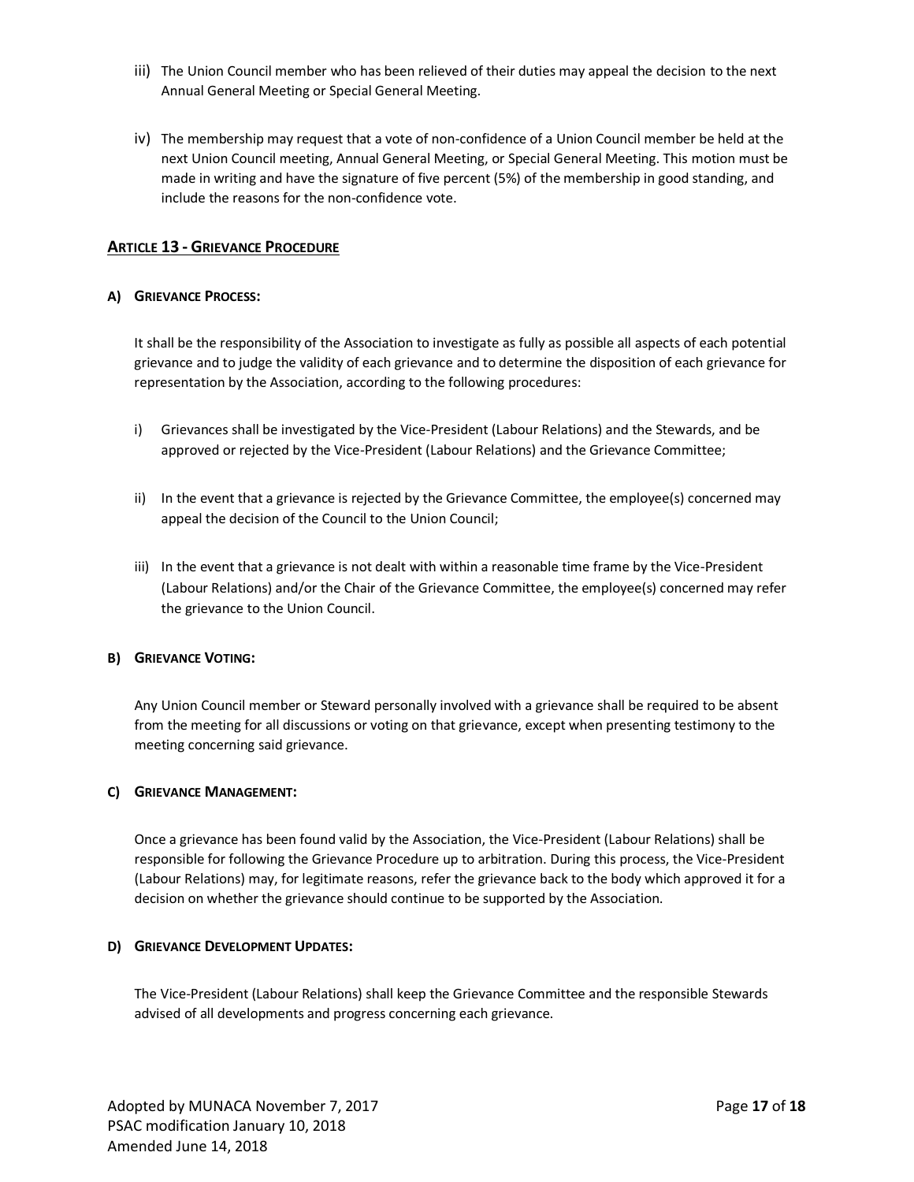iii) The Union Council member who has been relieved of their duties may appeal the decision to the next Annual General Meeting or Special General Meeting.

iv) The membership may request that a vote of non-confidence of a Union Council member be held at the next Union Council meeting, Annual General Meeting, or Special General Meeting. This motion must be made in writing and have the signature of five percent (5%) of the membership in good standing, and include the reasons for the non-confidence vote.

## **ARTICLE 13 - GRIEVANCE PROCEDURE**

### A) GRIEVANCE PROCESS:

It shall be the responsibility of the Association to investigate as fully as possible all aspects of each potential grievance and to judge the validity of each grievance and to determine the disposition of each grievance for representation by the Association, according to the following procedures:

i) Grievances shall be investigated by the Vice-President (Labour Relations) and the Stewards, and be approved or rejected by the Vice-President (Labour Relations) and the Grievance Committee;

ii) In the event that a grievance is rejected by the Grievance Committee, the employee(s) concerned may appeal the decision of the Council to the Union Council;

iii) In the event that a grievance is not dealt with within a reasonable time frame by the Vice-President (Labour Relations) and/or the Chair of the Grievance Committee, the employee(s) concerned may refer the grievance to the Union Council.

### B) GRIEVANCE VOTING:

Any Union Council member or Steward personally involved with a grievance shall be required to be absent from the meeting for all discussions or voting on that grievance, except when presenting testimony to the meeting concerning said grievance.

### C) GRIEVANCE MANAGEMENT:

Once a grievance has been found valid by the Association, the Vice-President (Labour Relations) shall be responsible for following the Grievance Procedure up to arbitration. During this process, the Vice-President (Labour Relations) may, for legitimate reasons, refer the grievance back to the body which approved it for a decision on whether the grievance should continue to be supported by the Association.

### D) GRIEVANCE DEVELOPMENT UPDATES:

The Vice-President (Labour Relations) shall keep the Grievance Committee and the responsible Stewards advised of all developments and progress concerning each grievance.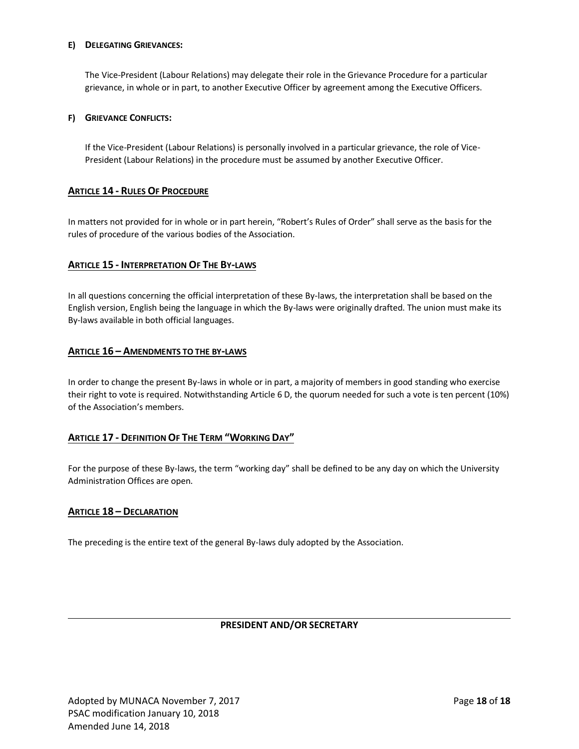**E) Delegating Grievances:**

The Vice-President (Labour Relations) may delegate their role in the Grievance Procedure for a particular grievance, in whole or in part, to another Executive Officer by agreement among the Executive Officers.

**F) Grievance Conflicts:**

If the Vice-President (Labour Relations) is personally involved in a particular grievance, the role of Vice-President (Labour Relations) in the procedure must be assumed by another Executive Officer.

## Article 14 - Rules Of Procedure

In matters not provided for in whole or in part herein, "Robert's Rules of Order" shall serve as the basis for the rules of procedure of the various bodies of the Association.

## Article 15 - Interpretation Of The By-laws

In all questions concerning the official interpretation of these By-laws, the interpretation shall be based on the English version, English being the language in which the By-laws were originally drafted. The union must make its By-laws available in both official languages.

## Article 16 – Amendments to the by-laws

In order to change the present By-laws in whole or in part, a majority of members in good standing who exercise their right to vote is required. Notwithstanding Article 6 D, the quorum needed for such a vote is ten percent (10%) of the Association's members.

## Article 17 - Definition Of The Term "Working Day"

For the purpose of these By-laws, the term "working day" shall be defined to be any day on which the University Administration Offices are open.

## Article 18 – Declaration

The preceding is the entire text of the general By-laws duly adopted by the Association.

---

**PRESIDENT AND/OR SECRETARY**

Adopted by MUNACA November 7, 2017
PSAC modification January 10, 2018
Amended June 14, 2018